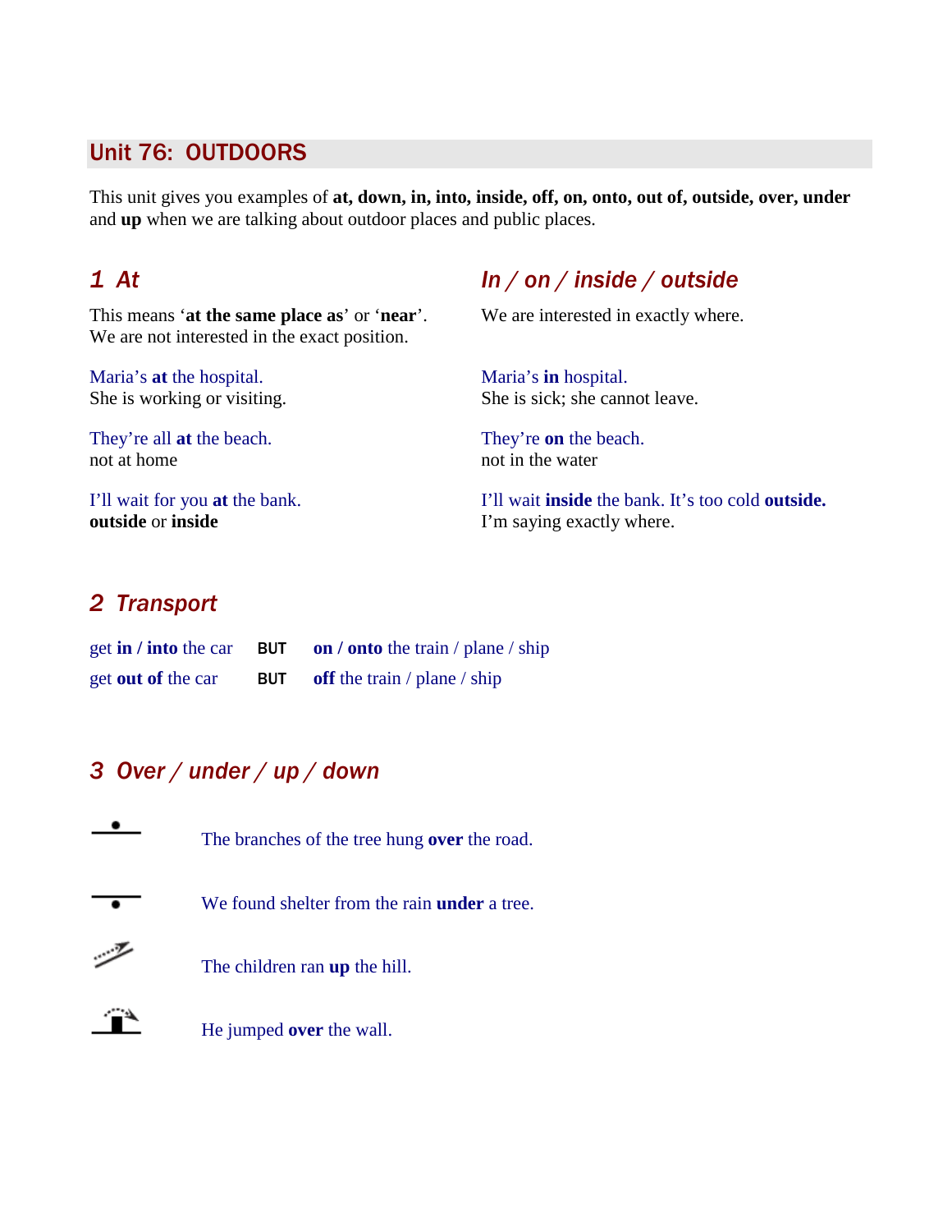## Unit 76: OUTDOORS

This unit gives you examples of **at, down, in, into, inside, off, on, onto, out of, outside, over, under** and **up** when we are talking about outdoor places and public places.

### 1 At

This means '**at the same place as**' or '**near**'. We are not interested in the exact position.

Maria's **at** the hospital.
She is working or visiting.

They're all **at** the beach.
not at home

I'll wait for you **at** the bank.
**outside** or **inside**

### In / on / inside / outside

We are interested in exactly where.

Maria's **in** hospital.
She is sick; she cannot leave.

They're **on** the beach.
not in the water

I'll wait **inside** the bank. It's too cold **outside.**
I'm saying exactly where.

### 2 Transport

get **in / into** the car BUT **on / onto** the train / plane / ship

get **out of** the car BUT **off** the train / plane / ship

### 3 Over / under / up / down

The branches of the tree hung **over** the road.

We found shelter from the rain **under** a tree.

The children ran **up** the hill.

He jumped **over** the wall.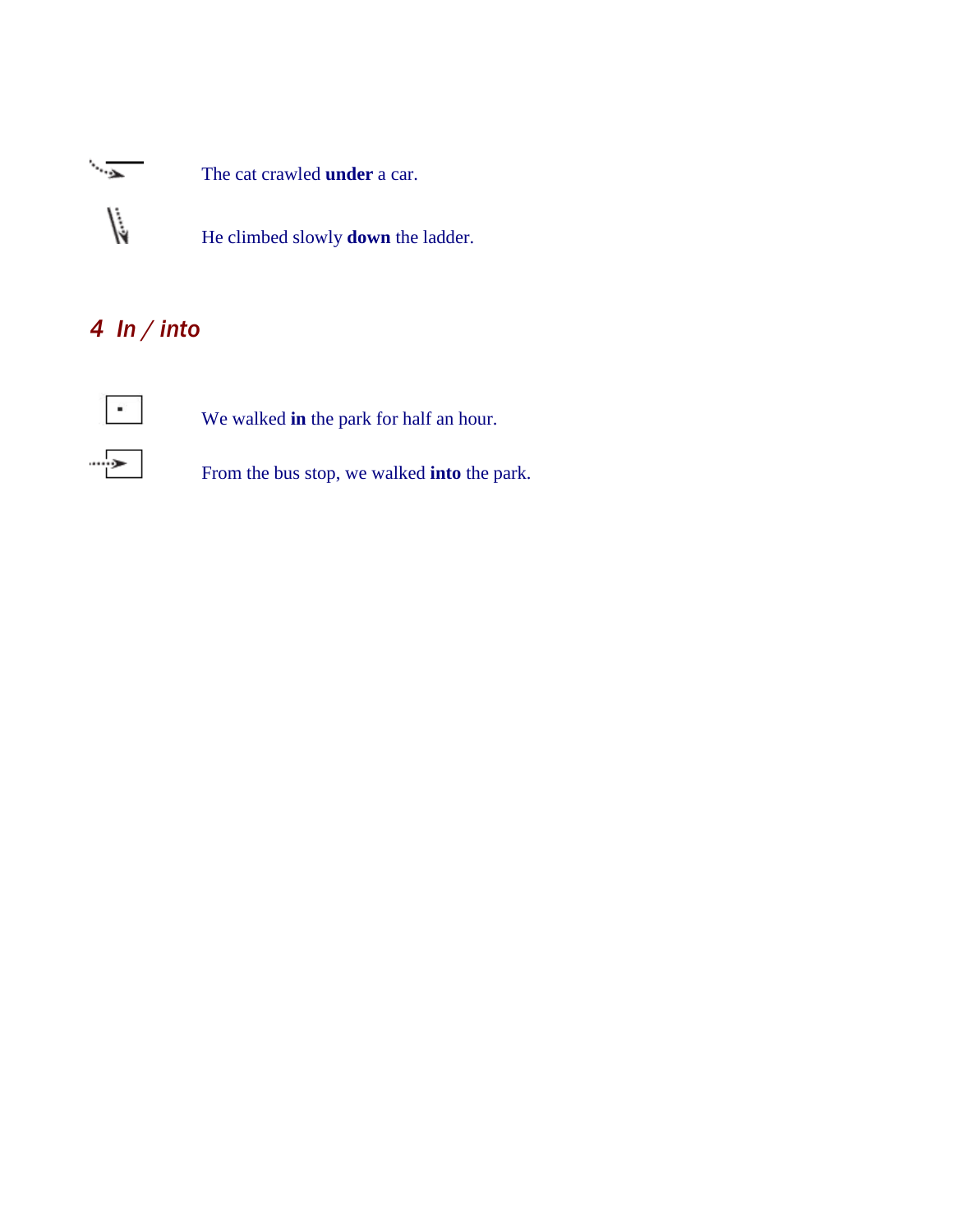The cat crawled **under** a car.

He climbed slowly **down** the ladder.

## *4 In / into*

We walked **in** the park for half an hour.

From the bus stop, we walked **into** the park.